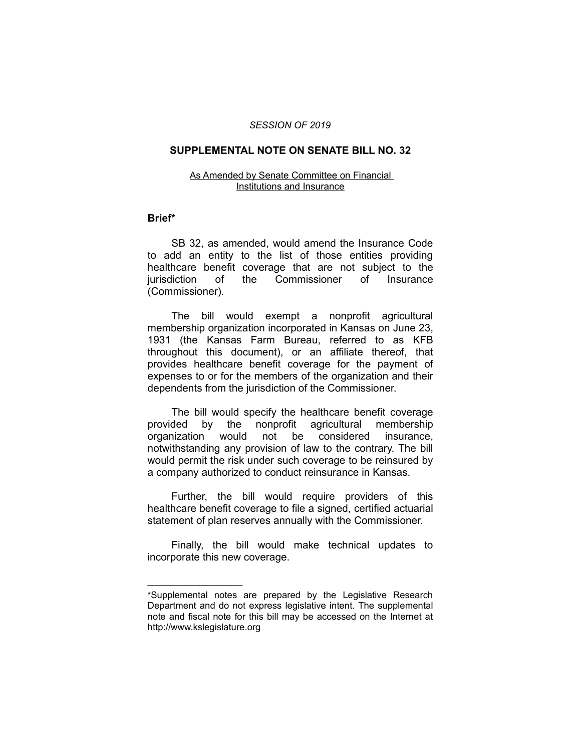*SESSION OF 2019*

# SUPPLEMENTAL NOTE ON SENATE BILL NO. 32

As Amended by Senate Committee on Financial Institutions and Insurance

## Brief*

SB 32, as amended, would amend the Insurance Code to add an entity to the list of those entities providing healthcare benefit coverage that are not subject to the jurisdiction of the Commissioner of Insurance (Commissioner).

The bill would exempt a nonprofit agricultural membership organization incorporated in Kansas on June 23, 1931 (the Kansas Farm Bureau, referred to as KFB throughout this document), or an affiliate thereof, that provides healthcare benefit coverage for the payment of expenses to or for the members of the organization and their dependents from the jurisdiction of the Commissioner.

The bill would specify the healthcare benefit coverage provided by the nonprofit agricultural membership organization would not be considered insurance, notwithstanding any provision of law to the contrary. The bill would permit the risk under such coverage to be reinsured by a company authorized to conduct reinsurance in Kansas.

Further, the bill would require providers of this healthcare benefit coverage to file a signed, certified actuarial statement of plan reserves annually with the Commissioner.

Finally, the bill would make technical updates to incorporate this new coverage.

---

*Supplemental notes are prepared by the Legislative Research Department and do not express legislative intent. The supplemental note and fiscal note for this bill may be accessed on the Internet at http://www.kslegislature.org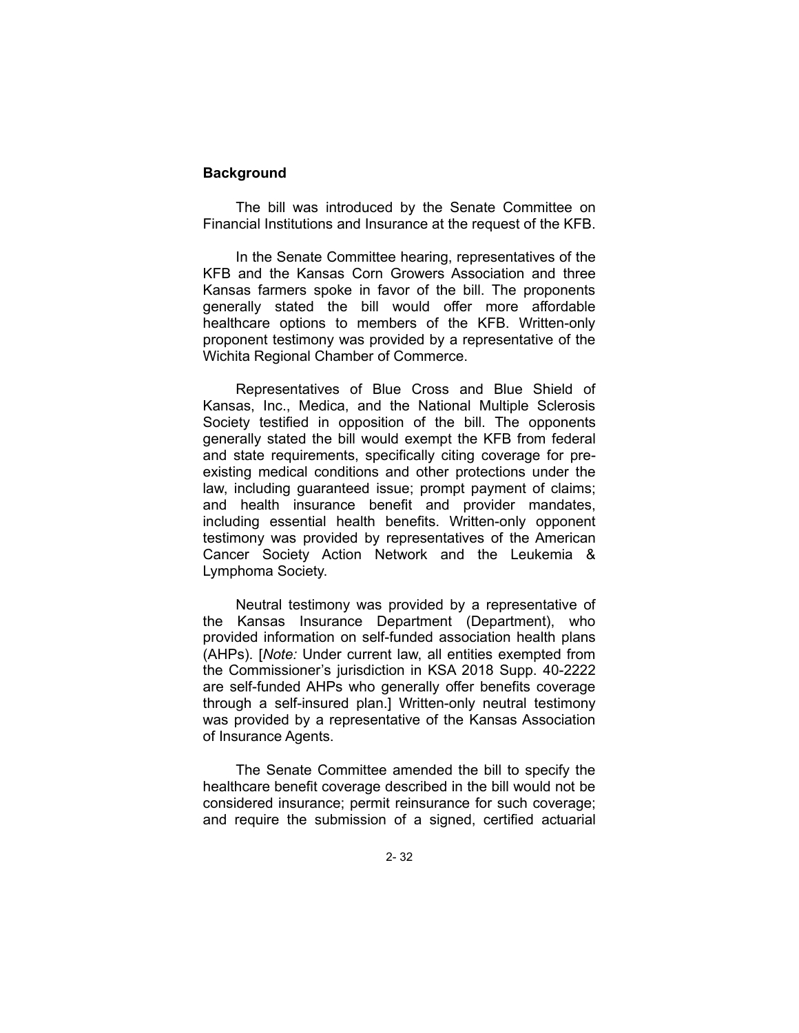**Background**

The bill was introduced by the Senate Committee on Financial Institutions and Insurance at the request of the KFB.

In the Senate Committee hearing, representatives of the KFB and the Kansas Corn Growers Association and three Kansas farmers spoke in favor of the bill. The proponents generally stated the bill would offer more affordable healthcare options to members of the KFB. Written-only proponent testimony was provided by a representative of the Wichita Regional Chamber of Commerce.

Representatives of Blue Cross and Blue Shield of Kansas, Inc., Medica, and the National Multiple Sclerosis Society testified in opposition of the bill. The opponents generally stated the bill would exempt the KFB from federal and state requirements, specifically citing coverage for pre-existing medical conditions and other protections under the law, including guaranteed issue; prompt payment of claims; and health insurance benefit and provider mandates, including essential health benefits. Written-only opponent testimony was provided by representatives of the American Cancer Society Action Network and the Leukemia & Lymphoma Society.

Neutral testimony was provided by a representative of the Kansas Insurance Department (Department), who provided information on self-funded association health plans (AHPs). [*Note:* Under current law, all entities exempted from the Commissioner's jurisdiction in KSA 2018 Supp. 40-2222 are self-funded AHPs who generally offer benefits coverage through a self-insured plan.] Written-only neutral testimony was provided by a representative of the Kansas Association of Insurance Agents.

The Senate Committee amended the bill to specify the healthcare benefit coverage described in the bill would not be considered insurance; permit reinsurance for such coverage; and require the submission of a signed, certified actuarial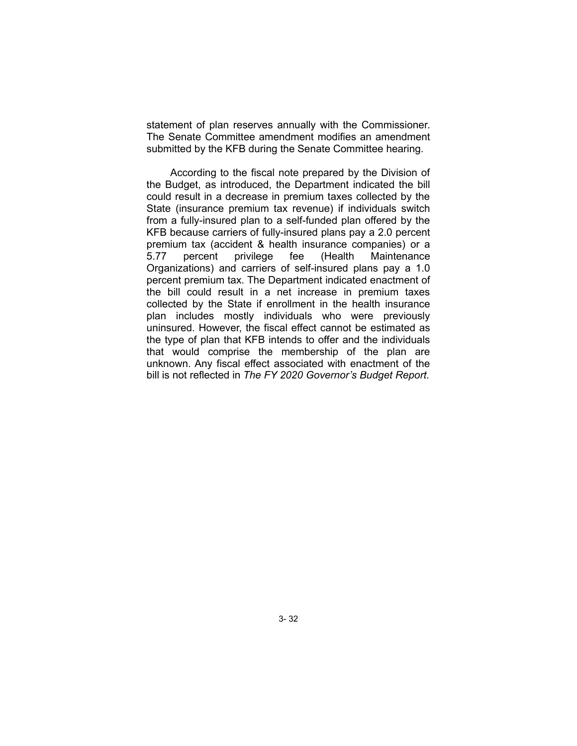statement of plan reserves annually with the Commissioner. The Senate Committee amendment modifies an amendment submitted by the KFB during the Senate Committee hearing.

According to the fiscal note prepared by the Division of the Budget, as introduced, the Department indicated the bill could result in a decrease in premium taxes collected by the State (insurance premium tax revenue) if individuals switch from a fully-insured plan to a self-funded plan offered by the KFB because carriers of fully-insured plans pay a 2.0 percent premium tax (accident & health insurance companies) or a 5.77 percent privilege fee (Health Maintenance Organizations) and carriers of self-insured plans pay a 1.0 percent premium tax. The Department indicated enactment of the bill could result in a net increase in premium taxes collected by the State if enrollment in the health insurance plan includes mostly individuals who were previously uninsured. However, the fiscal effect cannot be estimated as the type of plan that KFB intends to offer and the individuals that would comprise the membership of the plan are unknown. Any fiscal effect associated with enactment of the bill is not reflected in *The FY 2020 Governor's Budget Report*.